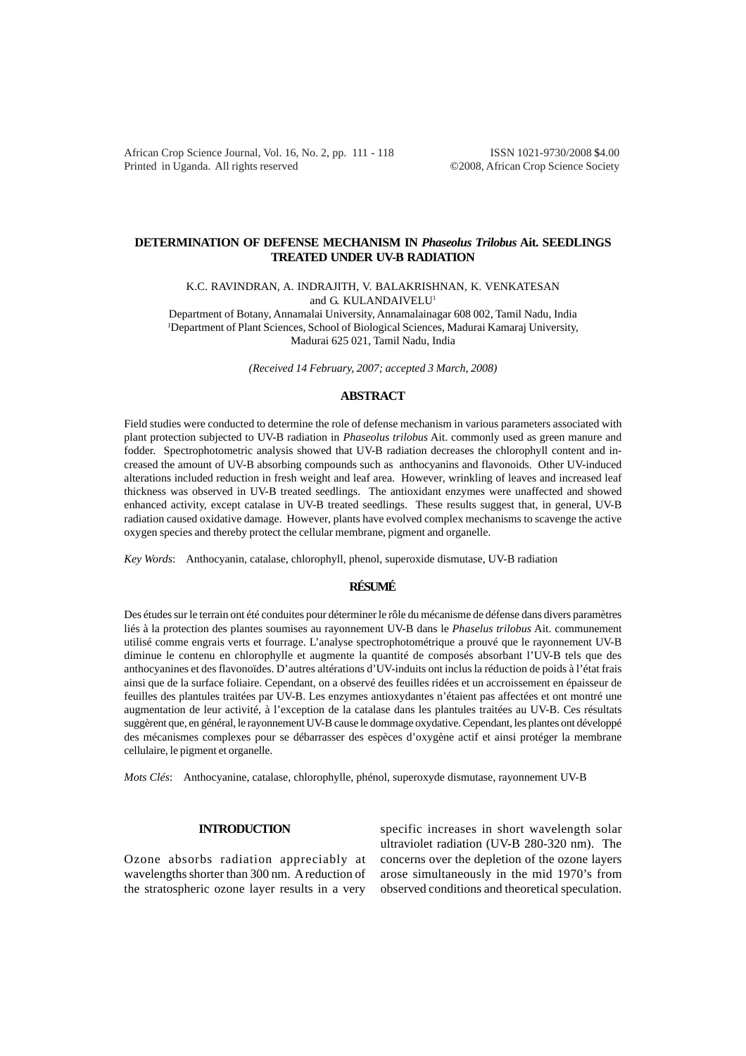# DETERMINATION OF DEFENSE MECHANISM IN *Phaseolus Trilobus* Ait. SEEDLINGS TREATED UNDER UV-B RADIATION

K.C. RAVINDRAN, A. INDRAJITH, V. BALAKRISHNAN, K. VENKATESAN and G. KULANDAIVELU[1]

Department of Botany, Annamalai University, Annamalainagar 608 002, Tamil Nadu, India

[1]Department of Plant Sciences, School of Biological Sciences, Madurai Kamaraj University, Madurai 625 021, Tamil Nadu, India

*(Received 14 February, 2007; accepted 3 March, 2008)*

## ABSTRACT

Field studies were conducted to determine the role of defense mechanism in various parameters associated with plant protection subjected to UV-B radiation in *Phaseolus trilobus* Ait. commonly used as green manure and fodder. Spectrophotometric analysis showed that UV-B radiation decreases the chlorophyll content and increased the amount of UV-B absorbing compounds such as anthocyanins and flavonoids. Other UV-induced alterations included reduction in fresh weight and leaf area. However, wrinkling of leaves and increased leaf thickness was observed in UV-B treated seedlings. The antioxidant enzymes were unaffected and showed enhanced activity, except catalase in UV-B treated seedlings. These results suggest that, in general, UV-B radiation caused oxidative damage. However, plants have evolved complex mechanisms to scavenge the active oxygen species and thereby protect the cellular membrane, pigment and organelle.

*Key Words*: Anthocyanin, catalase, chlorophyll, phenol, superoxide dismutase, UV-B radiation

## RÉSUMÉ

Des études sur le terrain ont été conduites pour déterminer le rôle du mécanisme de défense dans divers paramètres liés à la protection des plantes soumises au rayonnement UV-B dans le *Phaselus trilobus* Ait. communement utilisé comme engrais verts et fourrage. L'analyse spectrophotométrique a prouvé que le rayonnement UV-B diminue le contenu en chlorophylle et augmente la quantité de composés absorbant l'UV-B tels que des anthocyanines et des flavonoïdes. D'autres altérations d'UV-induits ont inclus la réduction de poids à l'état frais ainsi que de la surface foliaire. Cependant, on a observé des feuilles ridées et un accroissement en épaisseur de feuilles des plantules traitées par UV-B. Les enzymes antioxydantes n'étaient pas affectées et ont montré une augmentation de leur activité, à l'exception de la catalase dans les plantules traitées au UV-B. Ces résultats suggèrent que, en général, le rayonnement UV-B cause le dommage oxydative. Cependant, les plantes ont développé des mécanismes complexes pour se débarrasser des espèces d'oxygène actif et ainsi protéger la membrane cellulaire, le pigment et organelle.

*Mots Clés*: Anthocyanine, catalase, chlorophylle, phénol, superoxyde dismutase, rayonnement UV-B

## INTRODUCTION

Ozone absorbs radiation appreciably at wavelengths shorter than 300 nm. A reduction of the stratospheric ozone layer results in a very specific increases in short wavelength solar ultraviolet radiation (UV-B 280-320 nm). The concerns over the depletion of the ozone layers arose simultaneously in the mid 1970's from observed conditions and theoretical speculation.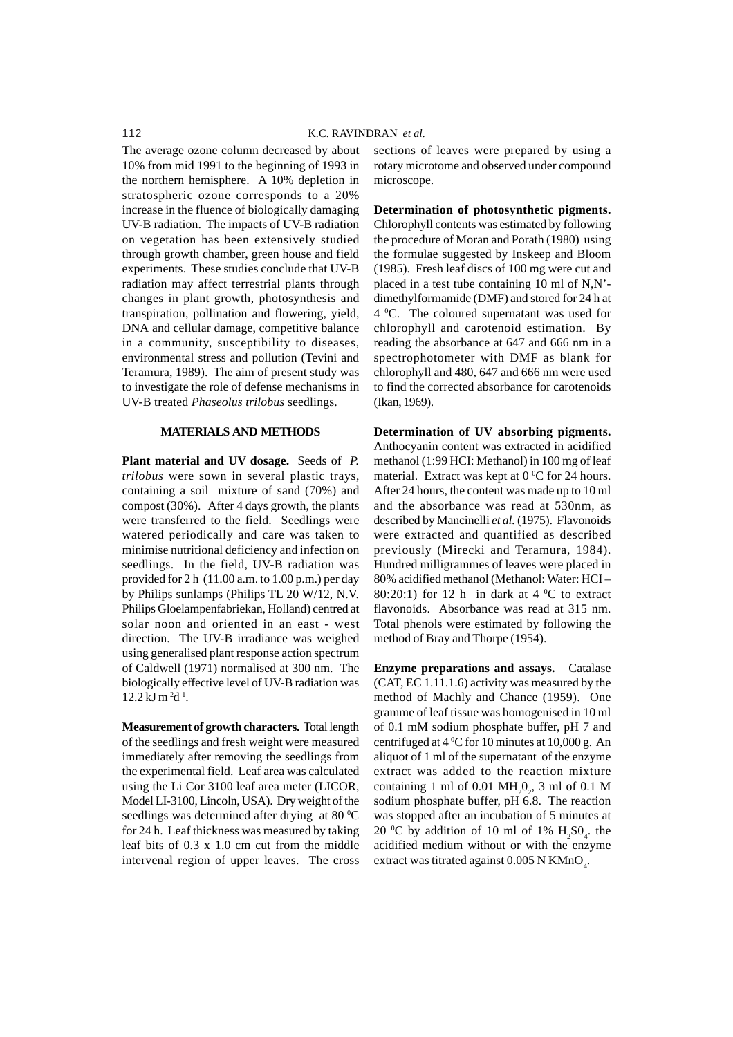The average ozone column decreased by about 10% from mid 1991 to the beginning of 1993 in the northern hemisphere. A 10% depletion in stratospheric ozone corresponds to a 20% increase in the fluence of biologically damaging UV-B radiation. The impacts of UV-B radiation on vegetation has been extensively studied through growth chamber, green house and field experiments. These studies conclude that UV-B radiation may affect terrestrial plants through changes in plant growth, photosynthesis and transpiration, pollination and flowering, yield, DNA and cellular damage, competitive balance in a community, susceptibility to diseases, environmental stress and pollution (Tevini and Teramura, 1989). The aim of present study was to investigate the role of defense mechanisms in UV-B treated *Phaseolus trilobus* seedlings.

## MATERIALS AND METHODS

**Plant material and UV dosage.** Seeds of *P. trilobus* were sown in several plastic trays, containing a soil mixture of sand (70%) and compost (30%). After 4 days growth, the plants were transferred to the field. Seedlings were watered periodically and care was taken to minimise nutritional deficiency and infection on seedlings. In the field, UV-B radiation was provided for 2 h (11.00 a.m. to 1.00 p.m.) per day by Philips sunlamps (Philips TL 20 W/12, N.V. Philips Gloelampenfabriekan, Holland) centred at solar noon and oriented in an east - west direction. The UV-B irradiance was weighed using generalised plant response action spectrum of Caldwell (1971) normalised at 300 nm. The biologically effective level of UV-B radiation was 12.2 kJ $m^{-2}d^{-1}$.

**Measurement of growth characters.** Total length of the seedlings and fresh weight were measured immediately after removing the seedlings from the experimental field. Leaf area was calculated using the Li Cor 3100 leaf area meter (LICOR, Model LI-3100, Lincoln, USA). Dry weight of the seedlings was determined after drying at 80 $^0$C for 24 h. Leaf thickness was measured by taking leaf bits of 0.3 x 1.0 cm cut from the middle intervenal region of upper leaves. The cross sections of leaves were prepared by using a rotary microtome and observed under compound microscope.

**Determination of photosynthetic pigments.** Chlorophyll contents was estimated by following the procedure of Moran and Porath (1980) using the formulae suggested by Inskeep and Bloom (1985). Fresh leaf discs of 100 mg were cut and placed in a test tube containing 10 ml of N,N'-dimethylformamide (DMF) and stored for 24 h at 4 $^0$C. The coloured supernatant was used for chlorophyll and carotenoid estimation. By reading the absorbance at 647 and 666 nm in a spectrophotometer with DMF as blank for chlorophyll and 480, 647 and 666 nm were used to find the corrected absorbance for carotenoids (Ikan, 1969).

**Determination of UV absorbing pigments.** Anthocyanin content was extracted in acidified methanol (1:99 HCI: Methanol) in 100 mg of leaf material. Extract was kept at 0 $^0$C for 24 hours. After 24 hours, the content was made up to 10 ml and the absorbance was read at 530nm, as described by Mancinelli *et al.* (1975). Flavonoids were extracted and quantified as described previously (Mirecki and Teramura, 1984). Hundred milligrammes of leaves were placed in 80% acidified methanol (Methanol: Water: HCI – 80:20:1) for 12 h in dark at 4 $^0$C to extract flavonoids. Absorbance was read at 315 nm. Total phenols were estimated by following the method of Bray and Thorpe (1954).

**Enzyme preparations and assays.** Catalase (CAT, EC 1.11.1.6) activity was measured by the method of Machly and Chance (1959). One gramme of leaf tissue was homogenised in 10 ml of 0.1 mM sodium phosphate buffer, pH 7 and centrifuged at 4 $^0$C for 10 minutes at 10,000 g. An aliquot of 1 ml of the supernatant of the enzyme extract was added to the reaction mixture containing 1 ml of 0.01 M$H_2O_2$, 3 ml of 0.1 M sodium phosphate buffer, pH 6.8. The reaction was stopped after an incubation of 5 minutes at 20 $^0$C by addition of 10 ml of 1% $H_2SO_4$. the acidified medium without or with the enzyme extract was titrated against 0.005 N $KMnO_4$.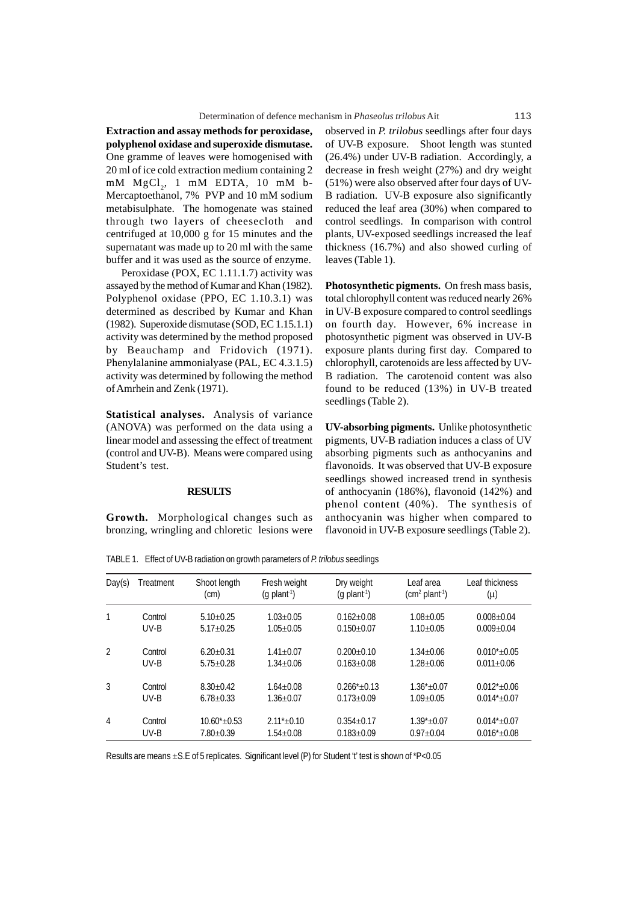**Extraction and assay methods for peroxidase, polyphenol oxidase and superoxide dismutase.** One gramme of leaves were homogenised with 20 ml of ice cold extraction medium containing 2 mM $MgCl_2$, 1 mM EDTA, 10 mM b-Mercaptoethanol, 7% PVP and 10 mM sodium metabisulphate. The homogenate was stained through two layers of cheesecloth and centrifuged at 10,000 g for 15 minutes and the supernatant was made up to 20 ml with the same buffer and it was used as the source of enzyme.

Peroxidase (POX, EC 1.11.1.7) activity was assayed by the method of Kumar and Khan (1982). Polyphenol oxidase (PPO, EC 1.10.3.1) was determined as described by Kumar and Khan (1982). Superoxide dismutase (SOD, EC 1.15.1.1) activity was determined by the method proposed by Beauchamp and Fridovich (1971). Phenylalanine ammonialyase (PAL, EC 4.3.1.5) activity was determined by following the method of Amrhein and Zenk (1971).

**Statistical analyses.** Analysis of variance (ANOVA) was performed on the data using a linear model and assessing the effect of treatment (control and UV-B). Means were compared using Student's test.

## RESULTS

**Growth.** Morphological changes such as bronzing, wringling and chloretic lesions were observed in *P. trilobus* seedlings after four days of UV-B exposure. Shoot length was stunted (26.4%) under UV-B radiation. Accordingly, a decrease in fresh weight (27%) and dry weight (51%) were also observed after four days of UV-B radiation. UV-B exposure also significantly reduced the leaf area (30%) when compared to control seedlings. In comparison with control plants, UV-exposed seedlings increased the leaf thickness (16.7%) and also showed curling of leaves (Table 1).

**Photosynthetic pigments.** On fresh mass basis, total chlorophyll content was reduced nearly 26% in UV-B exposure compared to control seedlings on fourth day. However, 6% increase in photosynthetic pigment was observed in UV-B exposure plants during first day. Compared to chlorophyll, carotenoids are less affected by UV-B radiation. The carotenoid content was also found to be reduced (13%) in UV-B treated seedlings (Table 2).

**UV-absorbing pigments.** Unlike photosynthetic pigments, UV-B radiation induces a class of UV absorbing pigments such as anthocyanins and flavonoids. It was observed that UV-B exposure seedlings showed increased trend in synthesis of anthocyanin (186%), flavonoid (142%) and phenol content (40%). The synthesis of anthocyanin was higher when compared to flavonoid in UV-B exposure seedlings (Table 2).

TABLE 1. Effect of UV-B radiation on growth parameters of *P. trilobus* seedlings

| Day(s) | Treatment | Shoot length (cm) | Fresh weight (g plant$^{-1}$) | Dry weight (g plant$^{-1}$) | Leaf area (cm$^2$ plant$^{-1}$) | Leaf thickness (μ) |
|---|---|---|---|---|---|---|
| 1 | Control | 5.10±0.25 | 1.03±0.05 | 0.162±0.08 | 1.08±0.05 | 0.008±0.04 |
| | UV-B | 5.17±0.25 | 1.05±0.05 | 0.150±0.07 | 1.10±0.05 | 0.009±0.04 |
| 2 | Control | 6.20±0.31 | 1.41±0.07 | 0.200±0.10 | 1.34±0.06 | 0.010*±0.05 |
| | UV-B | 5.75±0.28 | 1.34±0.06 | 0.163±0.08 | 1.28±0.06 | 0.011±0.06 |
| 3 | Control | 8.30±0.42 | 1.64±0.08 | 0.266*±0.13 | 1.36*±0.07 | 0.012*±0.06 |
| | UV-B | 6.78±0.33 | 1.36±0.07 | 0.173±0.09 | 1.09±0.05 | 0.014*±0.07 |
| 4 | Control | 10.60*±0.53 | 2.11*±0.10 | 0.354±0.17 | 1.39*±0.07 | 0.014*±0.07 |
| | UV-B | 7.80±0.39 | 1.54±0.08 | 0.183±0.09 | 0.97±0.04 | 0.016*±0.08 |

Results are means ±S.E of 5 replicates. Significant level (P) for Student 't' test is shown of *P<0.05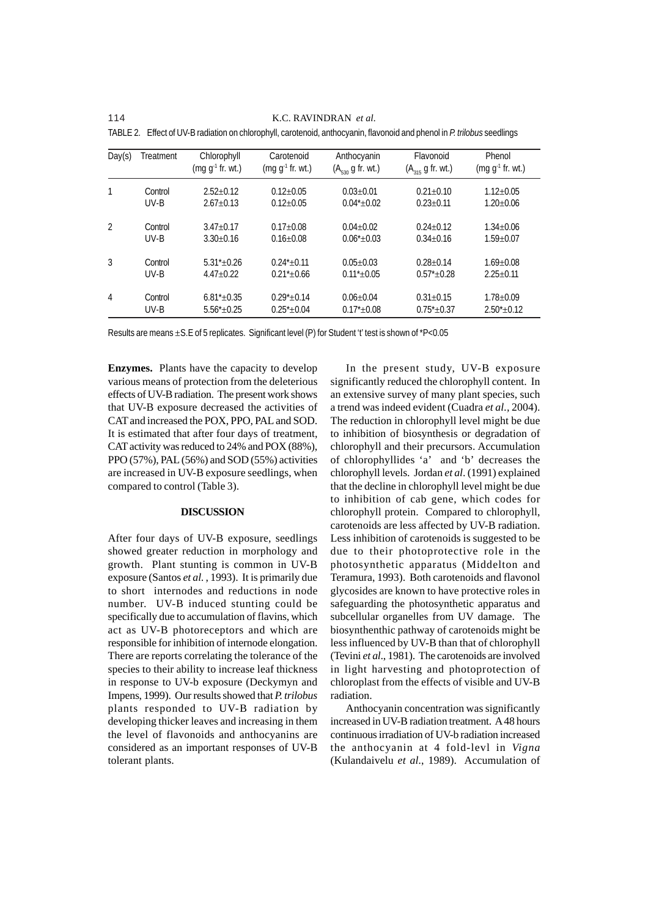TABLE 2. Effect of UV-B radiation on chlorophyll, carotenoid, anthocyanin, flavonoid and phenol in *P. trilobus* seedlings

| Day(s) | Treatment | Chlorophyll (mg $g^{-1}$ fr. wt.) | Carotenoid (mg $g^{-1}$ fr. wt.) | Anthocyanin ($A_{530}$ g fr. wt.) | Flavonoid ($A_{315}$ g fr. wt.) | Phenol (mg $g^{-1}$ fr. wt.) |
|---|---|---|---|---|---|---|
| 1 | Control | 2.52±0.12 | 0.12±0.05 | 0.03±0.01 | 0.21±0.10 | 1.12±0.05 |
| | UV-B | 2.67±0.13 | 0.12±0.05 | 0.04*±0.02 | 0.23±0.11 | 1.20±0.06 |
| 2 | Control | 3.47±0.17 | 0.17±0.08 | 0.04±0.02 | 0.24±0.12 | 1.34±0.06 |
| | UV-B | 3.30±0.16 | 0.16±0.08 | 0.06*±0.03 | 0.34±0.16 | 1.59±0.07 |
| 3 | Control | 5.31*±0.26 | 0.24*±0.11 | 0.05±0.03 | 0.28±0.14 | 1.69±0.08 |
| | UV-B | 4.47±0.22 | 0.21*±0.66 | 0.11*±0.05 | 0.57*±0.28 | 2.25±0.11 |
| 4 | Control | 6.81*±0.35 | 0.29*±0.14 | 0.06±0.04 | 0.31±0.15 | 1.78±0.09 |
| | UV-B | 5.56*±0.25 | 0.25*±0.04 | 0.17*±0.08 | 0.75*±0.37 | 2.50*±0.12 |

Results are means ±S.E of 5 replicates. Significant level (P) for Student 't' test is shown of *P<0.05

**Enzymes.** Plants have the capacity to develop various means of protection from the deleterious effects of UV-B radiation. The present work shows that UV-B exposure decreased the activities of CAT and increased the POX, PPO, PAL and SOD. It is estimated that after four days of treatment, CAT activity was reduced to 24% and POX (88%), PPO (57%), PAL (56%) and SOD (55%) activities are increased in UV-B exposure seedlings, when compared to control (Table 3).

## DISCUSSION

After four days of UV-B exposure, seedlings showed greater reduction in morphology and growth. Plant stunting is common in UV-B exposure (Santos *et al.*, 1993). It is primarily due to short internodes and reductions in node number. UV-B induced stunting could be specifically due to accumulation of flavins, which act as UV-B photoreceptors and which are responsible for inhibition of internode elongation. There are reports correlating the tolerance of the species to their ability to increase leaf thickness in response to UV-b exposure (Deckymyn and Impens, 1999). Our results showed that *P. trilobus* plants responded to UV-B radiation by developing thicker leaves and increasing in them the level of flavonoids and anthocyanins are considered as an important responses of UV-B tolerant plants.

In the present study, UV-B exposure significantly reduced the chlorophyll content. In an extensive survey of many plant species, such a trend was indeed evident (Cuadra *et al.*, 2004). The reduction in chlorophyll level might be due to inhibition of biosynthesis or degradation of chlorophyll and their precursors. Accumulation of chlorophyllides 'a' and 'b' decreases the chlorophyll levels. Jordan *et al.* (1991) explained that the decline in chlorophyll level might be due to inhibition of cab gene, which codes for chlorophyll protein. Compared to chlorophyll, carotenoids are less affected by UV-B radiation. Less inhibition of carotenoids is suggested to be due to their photoprotective role in the photosynthetic apparatus (Middelton and Teramura, 1993). Both carotenoids and flavonol glycosides are known to have protective roles in safeguarding the photosynthetic apparatus and subcellular organelles from UV damage. The biosynthenthic pathway of carotenoids might be less influenced by UV-B than that of chlorophyll (Tevini *et al.*, 1981). The carotenoids are involved in light harvesting and photoprotection of chloroplast from the effects of visible and UV-B radiation.

Anthocyanin concentration was significantly increased in UV-B radiation treatment. A 48 hours continuous irradiation of UV-b radiation increased the anthocyanin at 4 fold-levl in *Vigna* (Kulandaivelu *et al.*, 1989). Accumulation of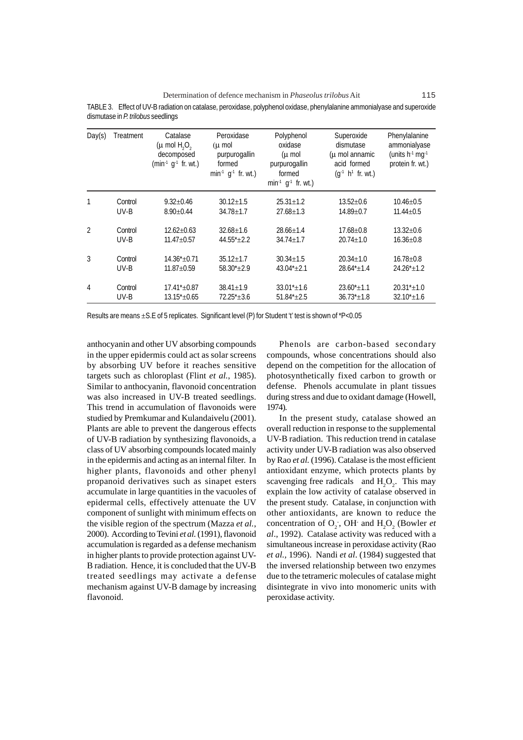TABLE 3. Effect of UV-B radiation on catalase, peroxidase, polyphenol oxidase, phenylalanine ammonialyase and superoxide dismutase in *P. trilobus* seedlings

| Day(s) | Treatment | Catalase (μ mol $H_2O_2$ decomposed ($min^{-1}$ $g^{-1}$ fr. wt.) | Peroxidase (μ mol purpurogallin formed $min^{-1}$ $g^{-1}$ fr. wt.) | Polyphenol oxidase (μ mol purpurogallin formed $min^{-1}$ $g^{-1}$ fr. wt.) | Superoxide dismutase (μ mol annamic acid formed ($g^{-1}$ $h^{1}$ fr. wt.) | Phenylalanine ammonialyase (units $h^{-1}$ $mg^{-1}$ protein fr. wt.) |
|---|---|---|---|---|---|---|
| 1 | Control | 9.32±0.46 | 30.12±1.5 | 25.31±1.2 | 13.52±0.6 | 10.46±0.5 |
| | UV-B | 8.90±0.44 | 34.78±1.7 | 27.68±1.3 | 14.89±0.7 | 11.44±0.5 |
| 2 | Control | 12.62±0.63 | 32.68±1.6 | 28.66±1.4 | 17.68±0.8 | 13.32±0.6 |
| | UV-B | 11.47±0.57 | 44.55*±2.2 | 34.74±1.7 | 20.74±1.0 | 16.36±0.8 |
| 3 | Control | 14.36*±0.71 | 35.12±1.7 | 30.34±1.5 | 20.34±1.0 | 16.78±0.8 |
| | UV-B | 11.87±0.59 | 58.30*±2.9 | 43.04*±2.1 | 28.64*±1.4 | 24.26*±1.2 |
| 4 | Control | 17.41*±0.87 | 38.41±1.9 | 33.01*±1.6 | 23.60*±1.1 | 20.31*±1.0 |
| | UV-B | 13.15*±0.65 | 72.25*±3.6 | 51.84*±2.5 | 36.73*±1.8 | 32.10*±1.6 |

Results are means ±S.E of 5 replicates. Significant level (P) for Student 't' test is shown of *P<0.05

anthocyanin and other UV absorbing compounds in the upper epidermis could act as solar screens by absorbing UV before it reaches sensitive targets such as chloroplast (Flint *et al.*, 1985). Similar to anthocyanin, flavonoid concentration was also increased in UV-B treated seedlings. This trend in accumulation of flavonoids were studied by Premkumar and Kulandaivelu (2001). Plants are able to prevent the dangerous effects of UV-B radiation by synthesizing flavonoids, a class of UV absorbing compounds located mainly in the epidermis and acting as an internal filter. In higher plants, flavonoids and other phenyl propanoid derivatives such as sinapet esters accumulate in large quantities in the vacuoles of epidermal cells, effectively attenuate the UV component of sunlight with minimum effects on the visible region of the spectrum (Mazza *et al.*, 2000). According to Tevini *et al.* (1991), flavonoid accumulation is regarded as a defense mechanism in higher plants to provide protection against UV-B radiation. Hence, it is concluded that the UV-B treated seedlings may activate a defense mechanism against UV-B damage by increasing flavonoid.

Phenols are carbon-based secondary compounds, whose concentrations should also depend on the competition for the allocation of photosynthetically fixed carbon to growth or defense. Phenols accumulate in plant tissues during stress and due to oxidant damage (Howell, 1974).

In the present study, catalase showed an overall reduction in response to the supplemental UV-B radiation. This reduction trend in catalase activity under UV-B radiation was also observed by Rao *et al.* (1996). Catalase is the most efficient antioxidant enzyme, which protects plants by scavenging free radicals and $H_2O_2$. This may explain the low activity of catalase observed in the present study. Catalase, in conjunction with other antioxidants, are known to reduce the concentration of $O_2^-$, $OH^-$ and $H_2O_2$ (Bowler *et al*., 1992). Catalase activity was reduced with a simultaneous increase in peroxidase activity (Rao *et al.*, 1996). Nandi *et al*. (1984) suggested that the inversed relationship between two enzymes due to the tetrameric molecules of catalase might disintegrate in vivo into monomeric units with peroxidase activity.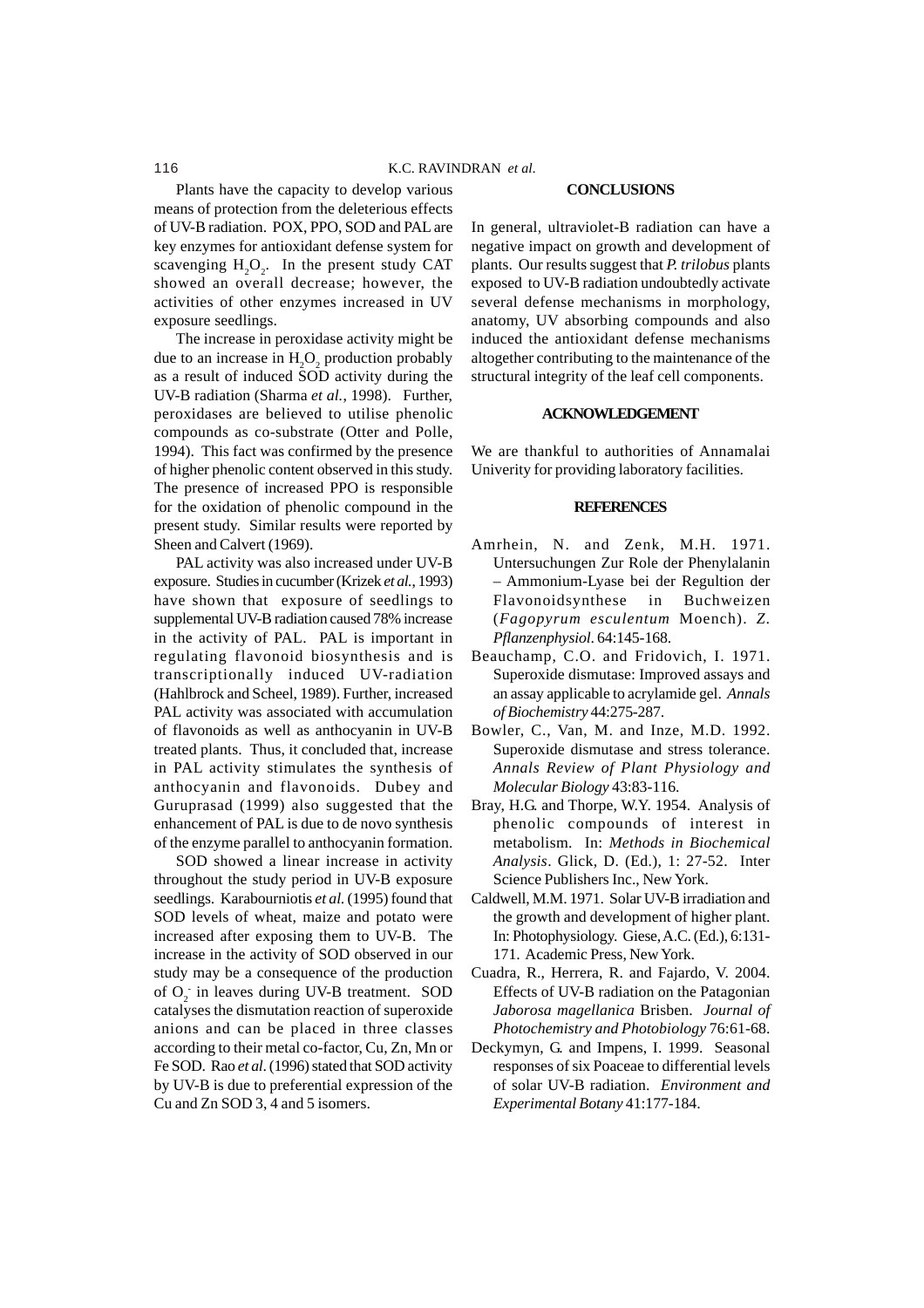Plants have the capacity to develop various means of protection from the deleterious effects of UV-B radiation. POX, PPO, SOD and PAL are key enzymes for antioxidant defense system for scavenging $H_2O_2$. In the present study CAT showed an overall decrease; however, the activities of other enzymes increased in UV exposure seedlings.

The increase in peroxidase activity might be due to an increase in $H_2O_2$ production probably as a result of induced SOD activity during the UV-B radiation (Sharma *et al.*, 1998). Further, peroxidases are believed to utilise phenolic compounds as co-substrate (Otter and Polle, 1994). This fact was confirmed by the presence of higher phenolic content observed in this study. The presence of increased PPO is responsible for the oxidation of phenolic compound in the present study. Similar results were reported by Sheen and Calvert (1969).

PAL activity was also increased under UV-B exposure. Studies in cucumber (Krizek *et al.*, 1993) have shown that exposure of seedlings to supplemental UV-B radiation caused 78% increase in the activity of PAL. PAL is important in regulating flavonoid biosynthesis and is transcriptionally induced UV-radiation (Hahlbrock and Scheel, 1989). Further, increased PAL activity was associated with accumulation of flavonoids as well as anthocyanin in UV-B treated plants. Thus, it concluded that, increase in PAL activity stimulates the synthesis of anthocyanin and flavonoids. Dubey and Guruprasad (1999) also suggested that the enhancement of PAL is due to de novo synthesis of the enzyme parallel to anthocyanin formation.

SOD showed a linear increase in activity throughout the study period in UV-B exposure seedlings. Karabourniotis *et al.* (1995) found that SOD levels of wheat, maize and potato were increased after exposing them to UV-B. The increase in the activity of SOD observed in our study may be a consequence of the production of $O_2^-$ in leaves during UV-B treatment. SOD catalyses the dismutation reaction of superoxide anions and can be placed in three classes according to their metal co-factor, Cu, Zn, Mn or Fe SOD. Rao *et al.* (1996) stated that SOD activity by UV-B is due to preferential expression of the Cu and Zn SOD 3, 4 and 5 isomers.

## CONCLUSIONS

In general, ultraviolet-B radiation can have a negative impact on growth and development of plants. Our results suggest that *P. trilobus* plants exposed to UV-B radiation undoubtedly activate several defense mechanisms in morphology, anatomy, UV absorbing compounds and also induced the antioxidant defense mechanisms altogether contributing to the maintenance of the structural integrity of the leaf cell components.

## ACKNOWLEDGEMENT

We are thankful to authorities of Annamalai Univerity for providing laboratory facilities.

## REFERENCES

Amrhein, N. and Zenk, M.H. 1971. Untersuchungen Zur Role der Phenylalanin – Ammonium-Lyase bei der Regultion der Flavonoidsynthese in Buchweizen (*Fagopyrum esculentum* Moench). *Z. Pflanzenphysiol.* 64:145-168.

Beauchamp, C.O. and Fridovich, I. 1971. Superoxide dismutase: Improved assays and an assay applicable to acrylamide gel. *Annals of Biochemistry* 44:275-287.

Bowler, C., Van, M. and Inze, M.D. 1992. Superoxide dismutase and stress tolerance. *Annals Review of Plant Physiology and Molecular Biology* 43:83-116.

Bray, H.G. and Thorpe, W.Y. 1954. Analysis of phenolic compounds of interest in metabolism. In: *Methods in Biochemical Analysis*. Glick, D. (Ed.), 1: 27-52. Inter Science Publishers Inc., New York.

Caldwell, M.M. 1971. Solar UV-B irradiation and the growth and development of higher plant. In: Photophysiology. Giese, A.C. (Ed.), 6:131-171. Academic Press, New York.

Cuadra, R., Herrera, R. and Fajardo, V. 2004. Effects of UV-B radiation on the Patagonian *Jaborosa magellanica* Brisben. *Journal of Photochemistry and Photobiology* 76:61-68.

Deckymyn, G. and Impens, I. 1999. Seasonal responses of six Poaceae to differential levels of solar UV-B radiation. *Environment and Experimental Botany* 41:177-184.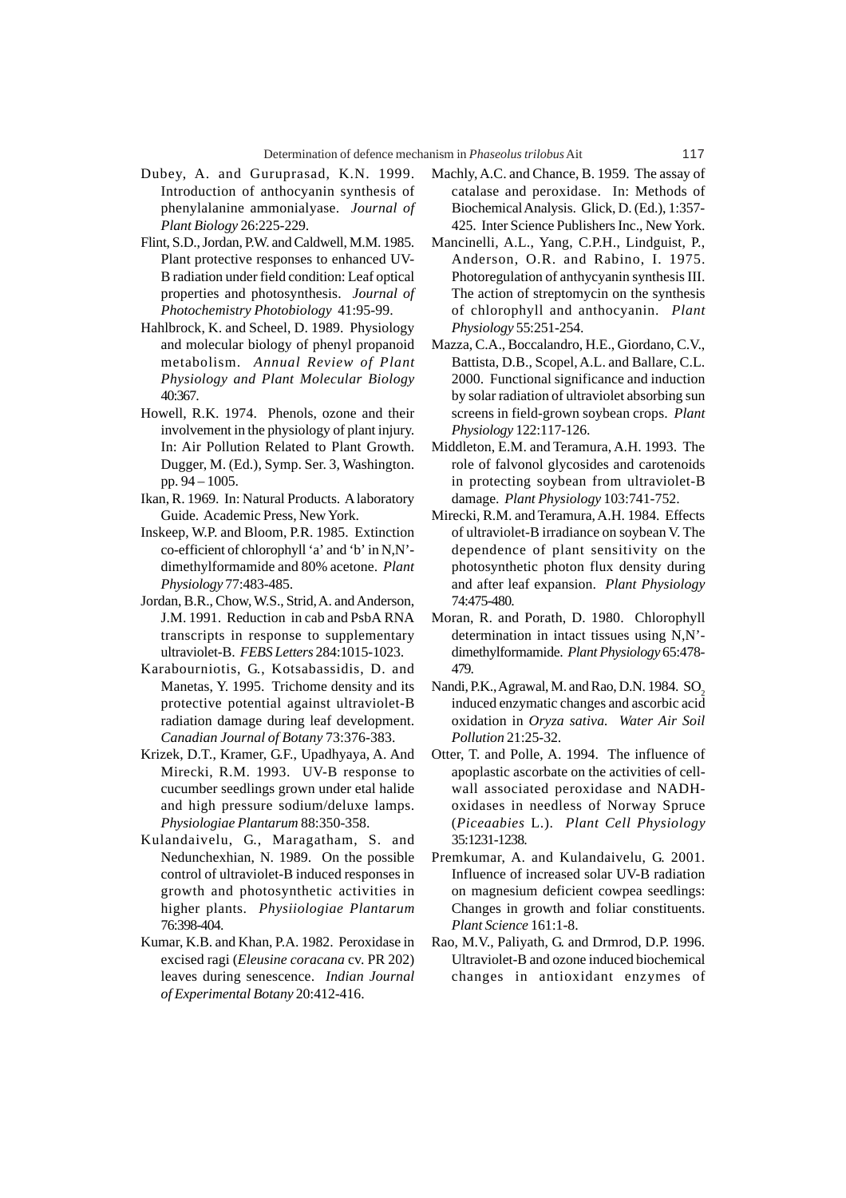Dubey, A. and Guruprasad, K.N. 1999. Introduction of anthocyanin synthesis of phenylalanine ammonialyase. *Journal of Plant Biology* 26:225-229.

Flint, S.D., Jordan, P.W. and Caldwell, M.M. 1985. Plant protective responses to enhanced UV-B radiation under field condition: Leaf optical properties and photosynthesis. *Journal of Photochemistry Photobiology* 41:95-99.

Hahlbrock, K. and Scheel, D. 1989. Physiology and molecular biology of phenyl propanoid metabolism. *Annual Review of Plant Physiology and Plant Molecular Biology* 40:367.

Howell, R.K. 1974. Phenols, ozone and their involvement in the physiology of plant injury. In: Air Pollution Related to Plant Growth. Dugger, M. (Ed.), Symp. Ser. 3, Washington. pp. 94 – 1005.

Ikan, R. 1969. In: Natural Products. A laboratory Guide. Academic Press, New York.

Inskeep, W.P. and Bloom, P.R. 1985. Extinction co-efficient of chlorophyll 'a' and 'b' in N,N'-dimethylformamide and 80% acetone. *Plant Physiology* 77:483-485.

Jordan, B.R., Chow, W.S., Strid, A. and Anderson, J.M. 1991. Reduction in cab and PsbA RNA transcripts in response to supplementary ultraviolet-B. *FEBS Letters* 284:1015-1023.

Karabourniotis, G., Kotsabassidis, D. and Manetas, Y. 1995. Trichome density and its protective potential against ultraviolet-B radiation damage during leaf development. *Canadian Journal of Botany* 73:376-383.

Krizek, D.T., Kramer, G.F., Upadhyaya, A. And Mirecki, R.M. 1993. UV-B response to cucumber seedlings grown under etal halide and high pressure sodium/deluxe lamps. *Physiologiae Plantarum* 88:350-358.

Kulandaivelu, G., Maragatham, S. and Nedunchexhian, N. 1989. On the possible control of ultraviolet-B induced responses in growth and photosynthetic activities in higher plants. *Physiiologiae Plantarum* 76:398-404.

Kumar, K.B. and Khan, P.A. 1982. Peroxidase in excised ragi (*Eleusine coracana* cv. PR 202) leaves during senescence. *Indian Journal of Experimental Botany* 20:412-416.

Machly, A.C. and Chance, B. 1959. The assay of catalase and peroxidase. In: Methods of Biochemical Analysis. Glick, D. (Ed.), 1:357-425. Inter Science Publishers Inc., New York.

Mancinelli, A.L., Yang, C.P.H., Lindguist, P., Anderson, O.R. and Rabino, I. 1975. Photoregulation of anthycyanin synthesis III. The action of streptomycin on the synthesis of chlorophyll and anthocyanin. *Plant Physiology* 55:251-254.

Mazza, C.A., Boccalandro, H.E., Giordano, C.V., Battista, D.B., Scopel, A.L. and Ballare, C.L. 2000. Functional significance and induction by solar radiation of ultraviolet absorbing sun screens in field-grown soybean crops. *Plant Physiology* 122:117-126.

Middleton, E.M. and Teramura, A.H. 1993. The role of falvonol glycosides and carotenoids in protecting soybean from ultraviolet-B damage. *Plant Physiology* 103:741-752.

Mirecki, R.M. and Teramura, A.H. 1984. Effects of ultraviolet-B irradiance on soybean V. The dependence of plant sensitivity on the photosynthetic photon flux density during and after leaf expansion. *Plant Physiology* 74:475-480.

Moran, R. and Porath, D. 1980. Chlorophyll determination in intact tissues using N,N'-dimethylformamide. *Plant Physiology* 65:478-479.

Nandi, P.K., Agrawal, M. and Rao, D.N. 1984. $SO_2$ induced enzymatic changes and ascorbic acid oxidation in *Oryza sativa. Water Air Soil Pollution* 21:25-32.

Otter, T. and Polle, A. 1994. The influence of apoplastic ascorbate on the activities of cell-wall associated peroxidase and NADH-oxidases in needless of Norway Spruce (*Piceaabies* L.). *Plant Cell Physiology* 35:1231-1238.

Premkumar, A. and Kulandaivelu, G. 2001. Influence of increased solar UV-B radiation on magnesium deficient cowpea seedlings: Changes in growth and foliar constituents. *Plant Science* 161:1-8.

Rao, M.V., Paliyath, G. and Drmrod, D.P. 1996. Ultraviolet-B and ozone induced biochemical changes in antioxidant enzymes of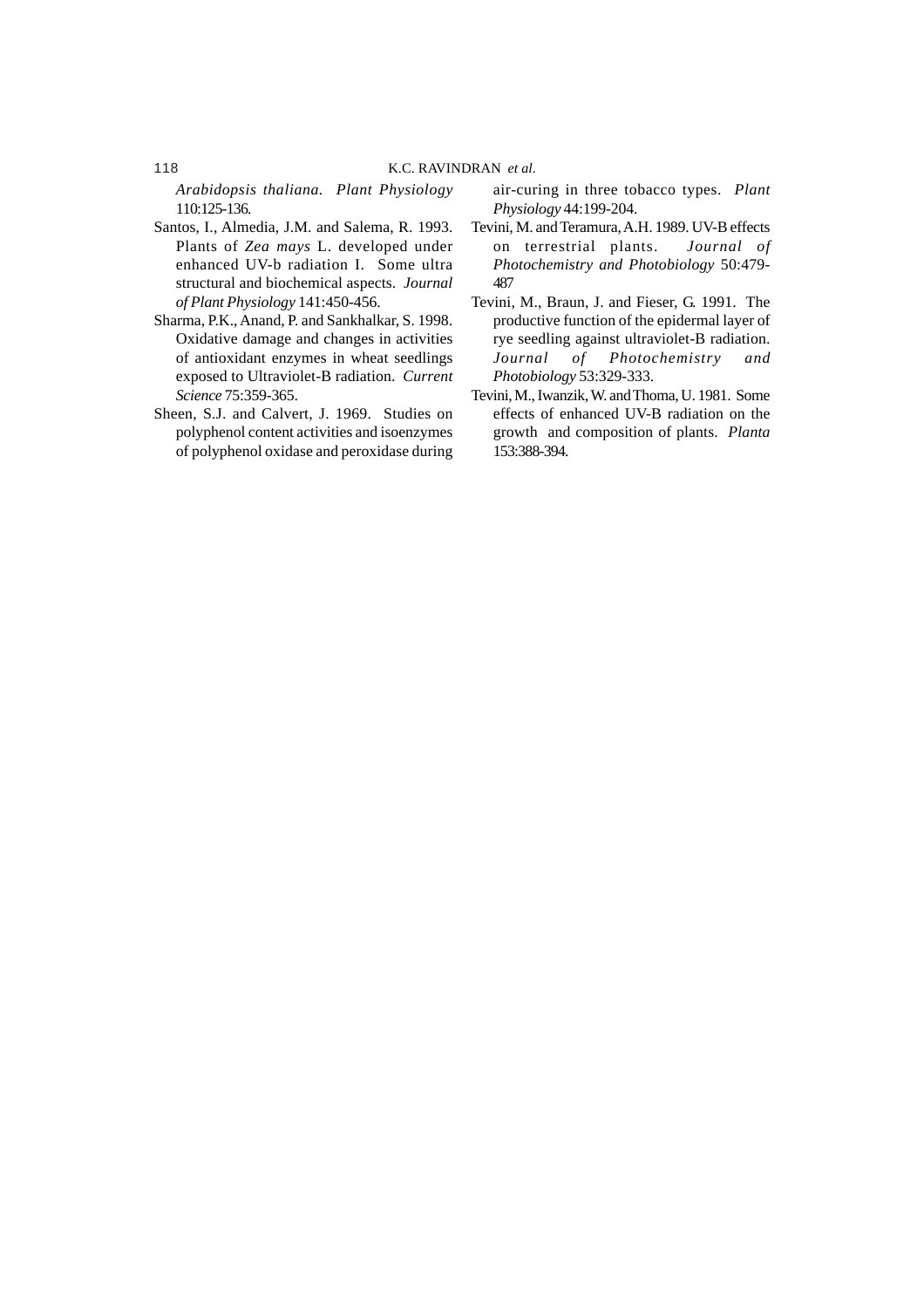*Arabidopsis thaliana*. *Plant Physiology* 110:125-136.

Santos, I., Almedia, J.M. and Salema, R. 1993. Plants of *Zea mays* L. developed under enhanced UV-b radiation I. Some ultra structural and biochemical aspects. *Journal of Plant Physiology* 141:450-456.

Sharma, P.K., Anand, P. and Sankhalkar, S. 1998. Oxidative damage and changes in activities of antioxidant enzymes in wheat seedlings exposed to Ultraviolet-B radiation. *Current Science* 75:359-365.

Sheen, S.J. and Calvert, J. 1969. Studies on polyphenol content activities and isoenzymes of polyphenol oxidase and peroxidase during air-curing in three tobacco types. *Plant Physiology* 44:199-204.

Tevini, M. and Teramura, A.H. 1989. UV-B effects on terrestrial plants. *Journal of Photochemistry and Photobiology* 50:479-487

Tevini, M., Braun, J. and Fieser, G. 1991. The productive function of the epidermal layer of rye seedling against ultraviolet-B radiation. *Journal of Photochemistry and Photobiology* 53:329-333.

Tevini, M., Iwanzik, W. and Thoma, U. 1981. Some effects of enhanced UV-B radiation on the growth and composition of plants. *Planta* 153:388-394.